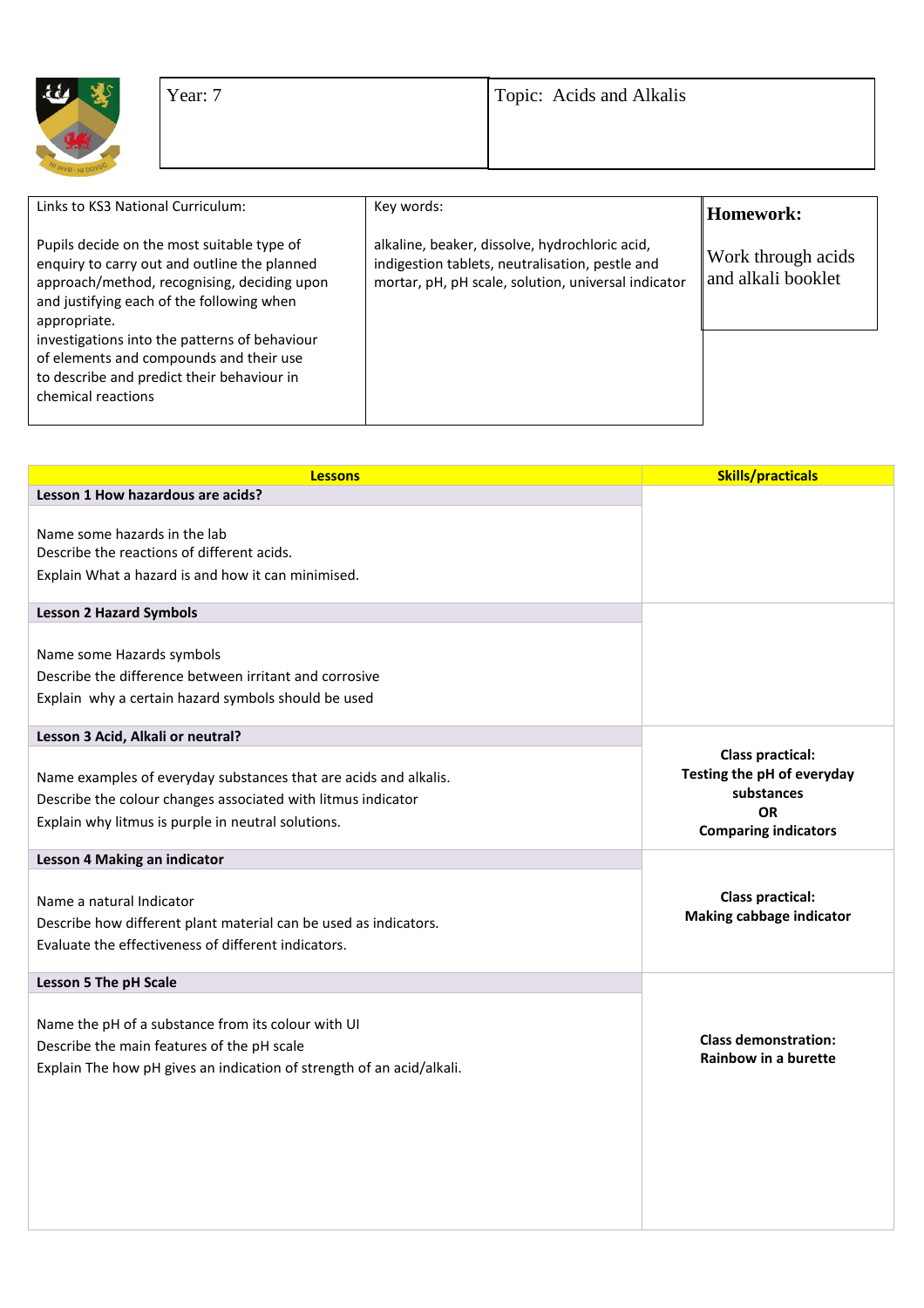| Year: 7 | Topic: Acids and Alkalis |
|---|---|

| Links to KS3 National Curriculum: | Key words: | **Homework:** |
|---|---|---|
| Pupils decide on the most suitable type of enquiry to carry out and outline the planned approach/method, recognising, deciding upon and justifying each of the following when appropriate.<br>investigations into the patterns of behaviour of elements and compounds and their use to describe and predict their behaviour in chemical reactions | alkaline, beaker, dissolve, hydrochloric acid, indigestion tablets, neutralisation, pestle and mortar, pH, pH scale, solution, universal indicator | Work through acids and alkali booklet |

| **Lessons** | **Skills/practicals** |
|---|---|
| **Lesson 1 How hazardous are acids?**<br><br>Name some hazards in the lab<br>Describe the reactions of different acids.<br>Explain What a hazard is and how it can minimised. | |
| **Lesson 2 Hazard Symbols**<br><br>Name some Hazards symbols<br>Describe the difference between irritant and corrosive<br>Explain why a certain hazard symbols should be used | |
| **Lesson 3 Acid, Alkali or neutral?**<br><br>Name examples of everyday substances that are acids and alkalis.<br>Describe the colour changes associated with litmus indicator<br>Explain why litmus is purple in neutral solutions. | **Class practical: Testing the pH of everyday substances OR Comparing indicators** |
| **Lesson 4 Making an indicator**<br><br>Name a natural Indicator<br>Describe how different plant material can be used as indicators.<br>Evaluate the effectiveness of different indicators. | **Class practical: Making cabbage indicator** |
| **Lesson 5 The pH Scale**<br><br>Name the pH of a substance from its colour with UI<br>Describe the main features of the pH scale<br>Explain The how pH gives an indication of strength of an acid/alkali. | **Class demonstration: Rainbow in a burette** |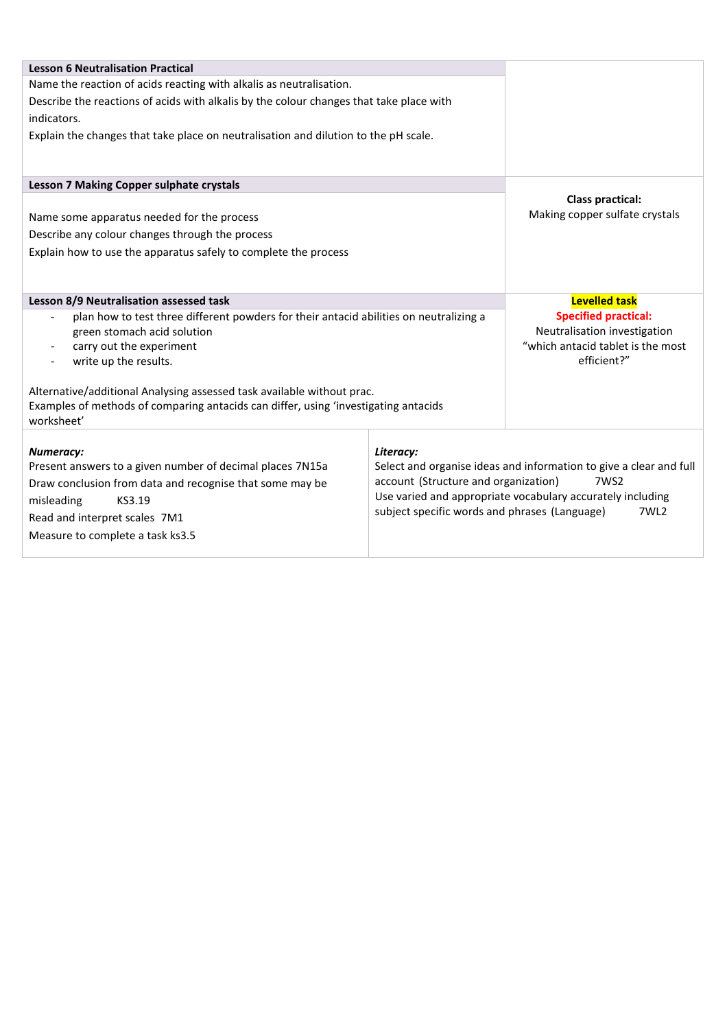| | |
|---|---|
| **Lesson 6 Neutralisation Practical**<br>Name the reaction of acids reacting with alkalis as neutralisation.<br>Describe the reactions of acids with alkalis by the colour changes that take place with indicators.<br>Explain the changes that take place on neutralisation and dilution to the pH scale. | |
| **Lesson 7 Making Copper sulphate crystals**<br>Name some apparatus needed for the process<br>Describe any colour changes through the process<br>Explain how to use the apparatus safely to complete the process | **Class practical:**<br>Making copper sulfate crystals |
| **Lesson 8/9 Neutralisation assessed task**<br>- plan how to test three different powders for their antacid abilities on neutralizing a green stomach acid solution<br>- carry out the experiment<br>- write up the results.<br><br>Alternative/additional Analysing assessed task available without prac.<br>Examples of methods of comparing antacids can differ, using 'investigating antacids worksheet' | **Levelled task**<br>**Specified practical:**<br>Neutralisation investigation<br>"which antacid tablet is the most efficient?" |

| | |
|---|---|
| ***Numeracy:***<br>Present answers to a given number of decimal places 7N15a<br>Draw conclusion from data and recognise that some may be misleading KS3.19<br>Read and interpret scales 7M1<br>Measure to complete a task ks3.5 | ***Literacy:***<br>Select and organise ideas and information to give a clear and full account (Structure and organization) 7WS2<br>Use varied and appropriate vocabulary accurately including subject specific words and phrases (Language) 7WL2 |